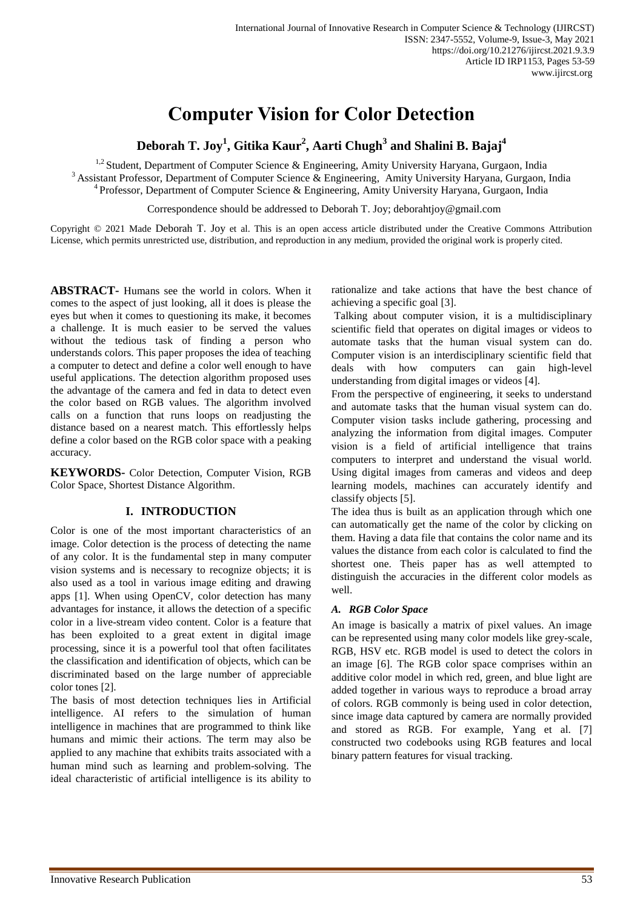# Computer Vision for Color Detection

**Deborah T. Joy[1], Gitika Kaur[2], Aarti Chugh[3] and Shalini B. Bajaj[4]**

[1,2] Student, Department of Computer Science & Engineering, Amity University Haryana, Gurgaon, India
[3] Assistant Professor, Department of Computer Science & Engineering, Amity University Haryana, Gurgaon, India
[4] Professor, Department of Computer Science & Engineering, Amity University Haryana, Gurgaon, India

Correspondence should be addressed to Deborah T. Joy; deborahtjoy@gmail.com

Copyright © 2021 Made Deborah T. Joy et al. This is an open access article distributed under the Creative Commons Attribution License, which permits unrestricted use, distribution, and reproduction in any medium, provided the original work is properly cited.

**ABSTRACT-** Humans see the world in colors. When it comes to the aspect of just looking, all it does is please the eyes but when it comes to questioning its make, it becomes a challenge. It is much easier to be served the values without the tedious task of finding a person who understands colors. This paper proposes the idea of teaching a computer to detect and define a color well enough to have useful applications. The detection algorithm proposed uses the advantage of the camera and fed in data to detect even the color based on RGB values. The algorithm involved calls on a function that runs loops on readjusting the distance based on a nearest match. This effortlessly helps define a color based on the RGB color space with a peaking accuracy.

**KEYWORDS-** Color Detection, Computer Vision, RGB Color Space, Shortest Distance Algorithm.

## I. INTRODUCTION

Color is one of the most important characteristics of an image. Color detection is the process of detecting the name of any color. It is the fundamental step in many computer vision systems and is necessary to recognize objects; it is also used as a tool in various image editing and drawing apps [1]. When using OpenCV, color detection has many advantages for instance, it allows the detection of a specific color in a live-stream video content. Color is a feature that has been exploited to a great extent in digital image processing, since it is a powerful tool that often facilitates the classification and identification of objects, which can be discriminated based on the large number of appreciable color tones [2].

The basis of most detection techniques lies in Artificial intelligence. AI refers to the simulation of human intelligence in machines that are programmed to think like humans and mimic their actions. The term may also be applied to any machine that exhibits traits associated with a human mind such as learning and problem-solving. The ideal characteristic of artificial intelligence is its ability to rationalize and take actions that have the best chance of achieving a specific goal [3].

Talking about computer vision, it is a multidisciplinary scientific field that operates on digital images or videos to automate tasks that the human visual system can do. Computer vision is an interdisciplinary scientific field that deals with how computers can gain high-level understanding from digital images or videos [4].

From the perspective of engineering, it seeks to understand and automate tasks that the human visual system can do. Computer vision tasks include gathering, processing and analyzing the information from digital images. Computer vision is a field of artificial intelligence that trains computers to interpret and understand the visual world. Using digital images from cameras and videos and deep learning models, machines can accurately identify and classify objects [5].

The idea thus is built as an application through which one can automatically get the name of the color by clicking on them. Having a data file that contains the color name and its values the distance from each color is calculated to find the shortest one. Theis paper has as well attempted to distinguish the accuracies in the different color models as well.

### *A. RGB Color Space*

An image is basically a matrix of pixel values. An image can be represented using many color models like grey-scale, RGB, HSV etc. RGB model is used to detect the colors in an image [6]. The RGB color space comprises within an additive color model in which red, green, and blue light are added together in various ways to reproduce a broad array of colors. RGB commonly is being used in color detection, since image data captured by camera are normally provided and stored as RGB. For example, Yang et al. [7] constructed two codebooks using RGB features and local binary pattern features for visual tracking.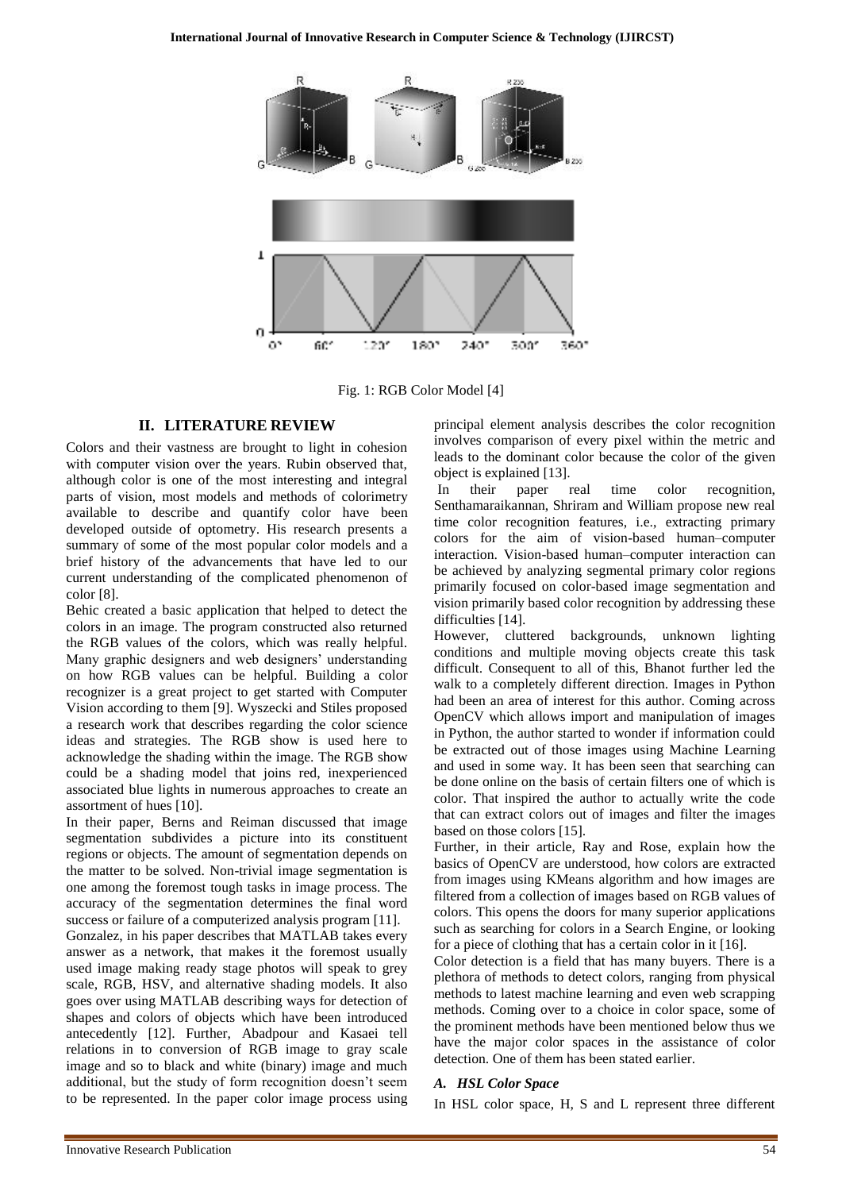Fig. 1: RGB Color Model [4]

## II. LITERATURE REVIEW

Colors and their vastness are brought to light in cohesion with computer vision over the years. Rubin observed that, although color is one of the most interesting and integral parts of vision, most models and methods of colorimetry available to describe and quantify color have been developed outside of optometry. His research presents a summary of some of the most popular color models and a brief history of the advancements that have led to our current understanding of the complicated phenomenon of color [8].

Behic created a basic application that helped to detect the colors in an image. The program constructed also returned the RGB values of the colors, which was really helpful. Many graphic designers and web designers' understanding on how RGB values can be helpful. Building a color recognizer is a great project to get started with Computer Vision according to them [9]. Wyszecki and Stiles proposed a research work that describes regarding the color science ideas and strategies. The RGB show is used here to acknowledge the shading within the image. The RGB show could be a shading model that joins red, inexperienced associated blue lights in numerous approaches to create an assortment of hues [10].

In their paper, Berns and Reiman discussed that image segmentation subdivides a picture into its constituent regions or objects. The amount of segmentation depends on the matter to be solved. Non-trivial image segmentation is one among the foremost tough tasks in image process. The accuracy of the segmentation determines the final word success or failure of a computerized analysis program [11].

Gonzalez, in his paper describes that MATLAB takes every answer as a network, that makes it the foremost usually used image making ready stage photos will speak to grey scale, RGB, HSV, and alternative shading models. It also goes over using MATLAB describing ways for detection of shapes and colors of objects which have been introduced antecedently [12]. Further, Abadpour and Kasaei tell relations in to conversion of RGB image to gray scale image and so to black and white (binary) image and much additional, but the study of form recognition doesn't seem to be represented. In the paper color image process using principal element analysis describes the color recognition involves comparison of every pixel within the metric and leads to the dominant color because the color of the given object is explained [13].

In their paper real time color recognition, Senthamaraikannan, Shriram and William propose new real time color recognition features, i.e., extracting primary colors for the aim of vision-based human–computer interaction. Vision-based human–computer interaction can be achieved by analyzing segmental primary color regions primarily focused on color-based image segmentation and vision primarily based color recognition by addressing these difficulties [14].

However, cluttered backgrounds, unknown lighting conditions and multiple moving objects create this task difficult. Consequent to all of this, Bhanot further led the walk to a completely different direction. Images in Python had been an area of interest for this author. Coming across OpenCV which allows import and manipulation of images in Python, the author started to wonder if information could be extracted out of those images using Machine Learning and used in some way. It has been seen that searching can be done online on the basis of certain filters one of which is color. That inspired the author to actually write the code that can extract colors out of images and filter the images based on those colors [15].

Further, in their article, Ray and Rose, explain how the basics of OpenCV are understood, how colors are extracted from images using KMeans algorithm and how images are filtered from a collection of images based on RGB values of colors. This opens the doors for many superior applications such as searching for colors in a Search Engine, or looking for a piece of clothing that has a certain color in it [16].

Color detection is a field that has many buyers. There is a plethora of methods to detect colors, ranging from physical methods to latest machine learning and even web scrapping methods. Coming over to a choice in color space, some of the prominent methods have been mentioned below thus we have the major color spaces in the assistance of color detection. One of them has been stated earlier.

### *A. HSL Color Space*

In HSL color space, H, S and L represent three different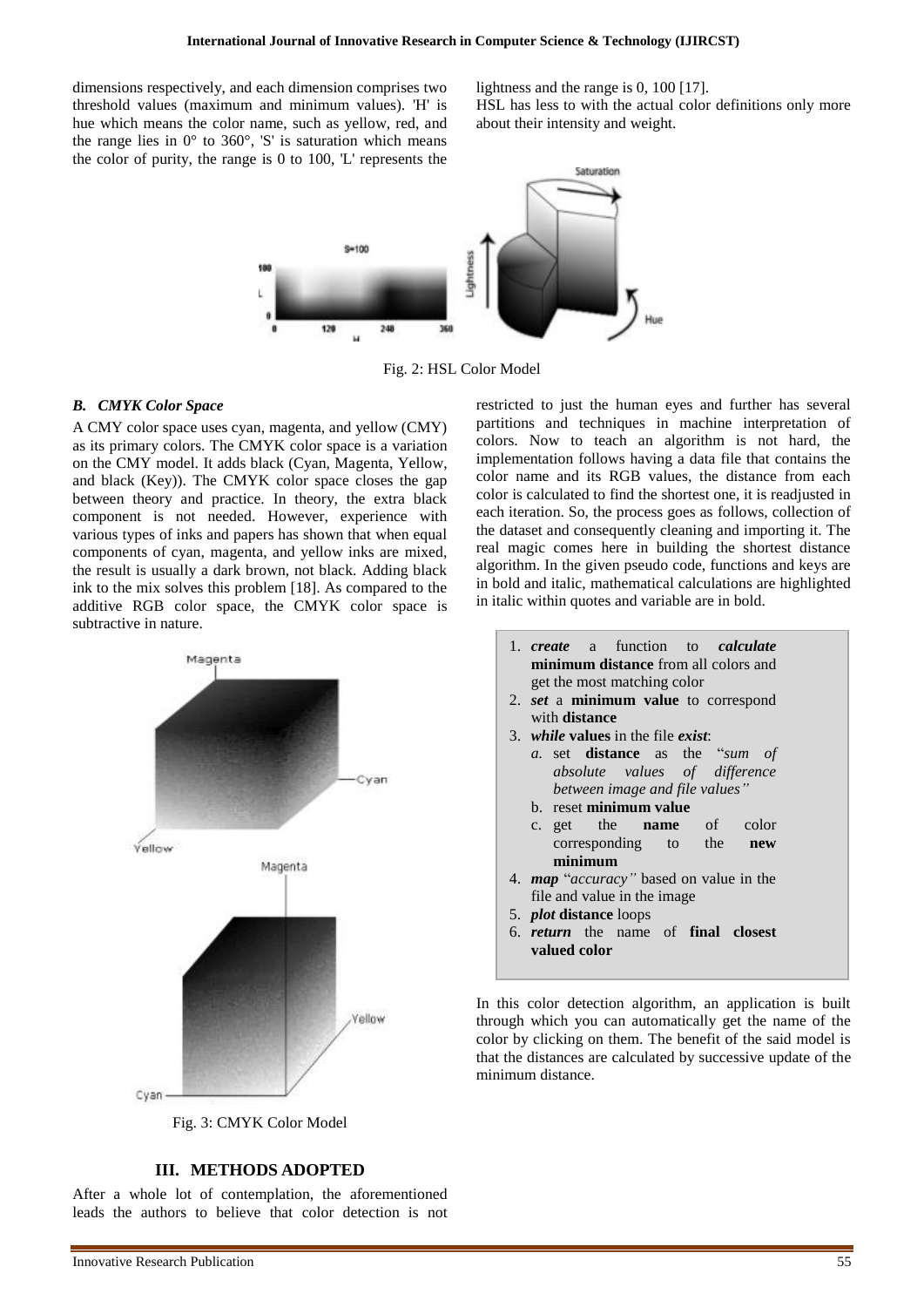dimensions respectively, and each dimension comprises two threshold values (maximum and minimum values). 'H' is hue which means the color name, such as yellow, red, and the range lies in 0° to 360°, 'S' is saturation which means the color of purity, the range is 0 to 100, 'L' represents the lightness and the range is 0, 100 [17].

HSL has less to with the actual color definitions only more about their intensity and weight.

Fig. 2: HSL Color Model

### *B. CMYK Color Space*

A CMY color space uses cyan, magenta, and yellow (CMY) as its primary colors. The CMYK color space is a variation on the CMY model. It adds black (Cyan, Magenta, Yellow, and black (Key)). The CMYK color space closes the gap between theory and practice. In theory, the extra black component is not needed. However, experience with various types of inks and papers has shown that when equal components of cyan, magenta, and yellow inks are mixed, the result is usually a dark brown, not black. Adding black ink to the mix solves this problem [18]. As compared to the additive RGB color space, the CMYK color space is subtractive in nature.

Fig. 3: CMYK Color Model

## III. METHODS ADOPTED

After a whole lot of contemplation, the aforementioned leads the authors to believe that color detection is not restricted to just the human eyes and further has several partitions and techniques in machine interpretation of colors. Now to teach an algorithm is not hard, the implementation follows having a data file that contains the color name and its RGB values, the distance from each color is calculated to find the shortest one, it is readjusted in each iteration. So, the process goes as follows, collection of the dataset and consequently cleaning and importing it. The real magic comes here in building the shortest distance algorithm. In the given pseudo code, functions and keys are in bold and italic, mathematical calculations are highlighted in italic within quotes and variable are in bold.

1. ***create*** a function to ***calculate*** **minimum distance** from all colors and get the most matching color
2. ***set*** a **minimum value** to correspond with **distance**
3. ***while*** **values** in the file ***exist***:
   a. set **distance** as the "*sum of absolute values of difference between image and file values"*
   b. reset **minimum value**
   c. get the **name** of color corresponding to the **new minimum**
4. ***map*** "*accuracy"* based on value in the file and value in the image
5. ***plot*** **distance** loops
6. ***return*** the name of **final closest valued color**

In this color detection algorithm, an application is built through which you can automatically get the name of the color by clicking on them. The benefit of the said model is that the distances are calculated by successive update of the minimum distance.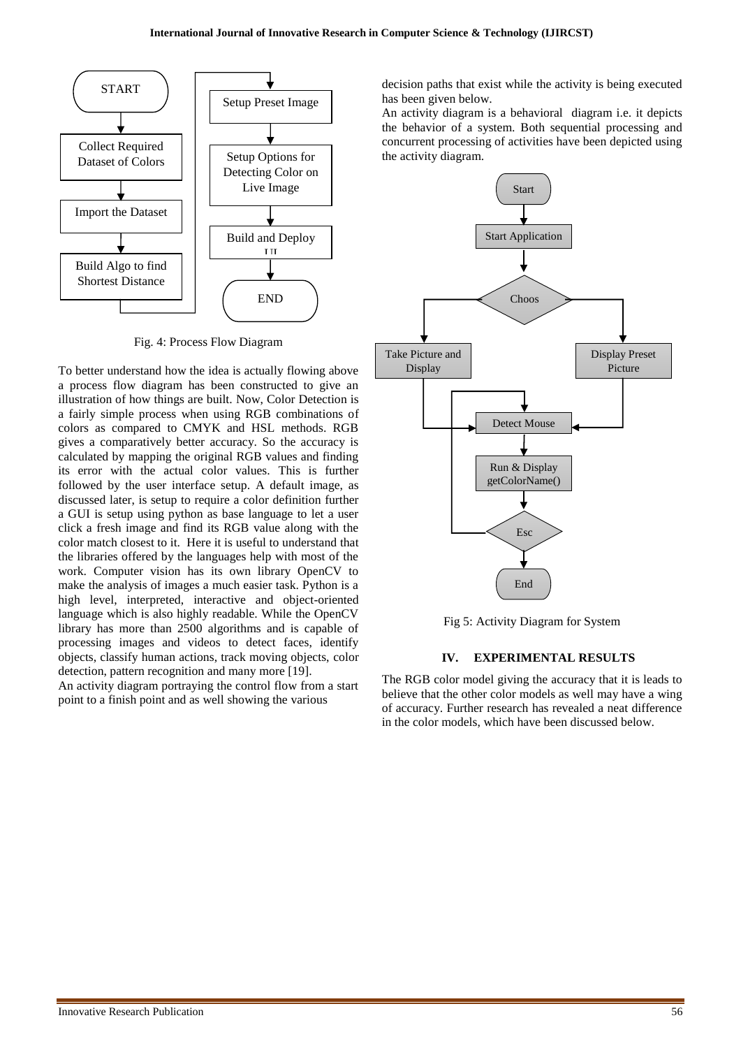Fig. 4: Process Flow Diagram

To better understand how the idea is actually flowing above a process flow diagram has been constructed to give an illustration of how things are built. Now, Color Detection is a fairly simple process when using RGB combinations of colors as compared to CMYK and HSL methods. RGB gives a comparatively better accuracy. So the accuracy is calculated by mapping the original RGB values and finding its error with the actual color values. This is further followed by the user interface setup. A default image, as discussed later, is setup to require a color definition further a GUI is setup using python as base language to let a user click a fresh image and find its RGB value along with the color match closest to it. Here it is useful to understand that the libraries offered by the languages help with most of the work. Computer vision has its own library OpenCV to make the analysis of images a much easier task. Python is a high level, interpreted, interactive and object-oriented language which is also highly readable. While the OpenCV library has more than 2500 algorithms and is capable of processing images and videos to detect faces, identify objects, classify human actions, track moving objects, color detection, pattern recognition and many more [19].

An activity diagram portraying the control flow from a start point to a finish point and as well showing the various decision paths that exist while the activity is being executed has been given below.

An activity diagram is a behavioral diagram i.e. it depicts the behavior of a system. Both sequential processing and concurrent processing of activities have been depicted using the activity diagram.

Fig 5: Activity Diagram for System

## IV. EXPERIMENTAL RESULTS

The RGB color model giving the accuracy that it is leads to believe that the other color models as well may have a wing of accuracy. Further research has revealed a neat difference in the color models, which have been discussed below.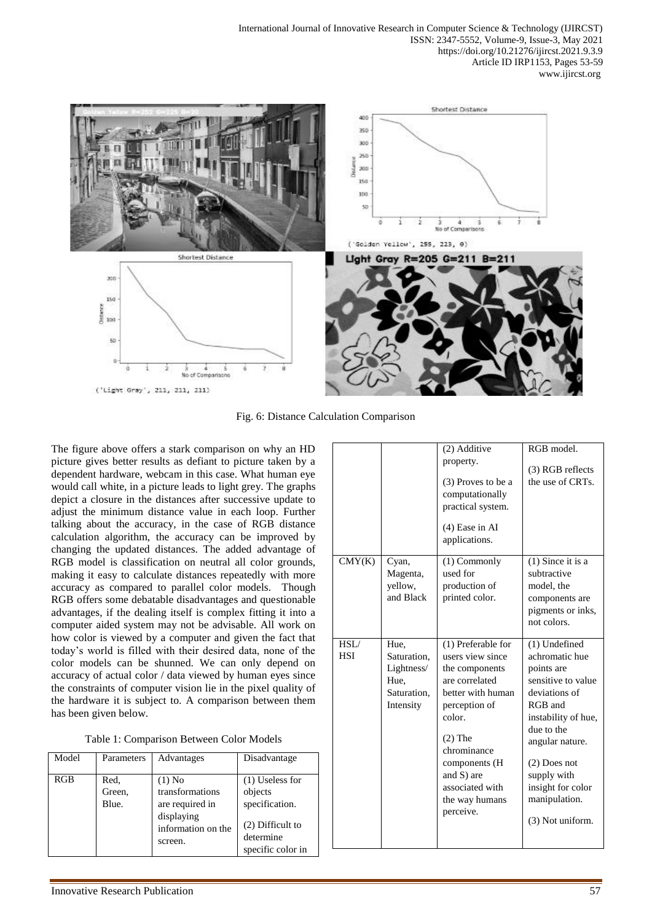Fig. 6: Distance Calculation Comparison

The figure above offers a stark comparison on why an HD picture gives better results as defiant to picture taken by a dependent hardware, webcam in this case. What human eye would call white, in a picture leads to light grey. The graphs depict a closure in the distances after successive update to adjust the minimum distance value in each loop. Further talking about the accuracy, in the case of RGB distance calculation algorithm, the accuracy can be improved by changing the updated distances. The added advantage of RGB model is classification on neutral all color grounds, making it easy to calculate distances repeatedly with more accuracy as compared to parallel color models. Though RGB offers some debatable disadvantages and questionable advantages, if the dealing itself is complex fitting it into a computer aided system may not be advisable. All work on how color is viewed by a computer and given the fact that today's world is filled with their desired data, none of the color models can be shunned. We can only depend on accuracy of actual color / data viewed by human eyes since the constraints of computer vision lie in the pixel quality of the hardware it is subject to. A comparison between them has been given below.

Table 1: Comparison Between Color Models

| Model | Parameters | Advantages | Disadvantage |
|---|---|---|---|
| RGB | Red, Green, Blue. | (1) No transformations are required in displaying information on the screen.<br>(2) Additive property.<br>(3) Proves to be a computationally practical system.<br>(4) Ease in AI applications. | (1) Useless for objects specification.<br>(2) Difficult to determine specific color in RGB model.<br>(3) RGB reflects the use of CRTs. |
| CMY(K) | Cyan, Magenta, yellow, and Black | (1) Commonly used for production of printed color. | (1) Since it is a subtractive model, the components are pigments or inks, not colors. |
| HSL/ HSI | Hue, Saturation, Lightness/ Hue, Saturation, Intensity | (1) Preferable for users view since the components are correlated better with human perception of color.<br>(2) The chrominance components (H and S) are associated with the way humans perceive. | (1) Undefined achromatic hue points are sensitive to value deviations of RGB and instability of hue, due to the angular nature.<br>(2) Does not supply with insight for color manipulation.<br>(3) Not uniform. |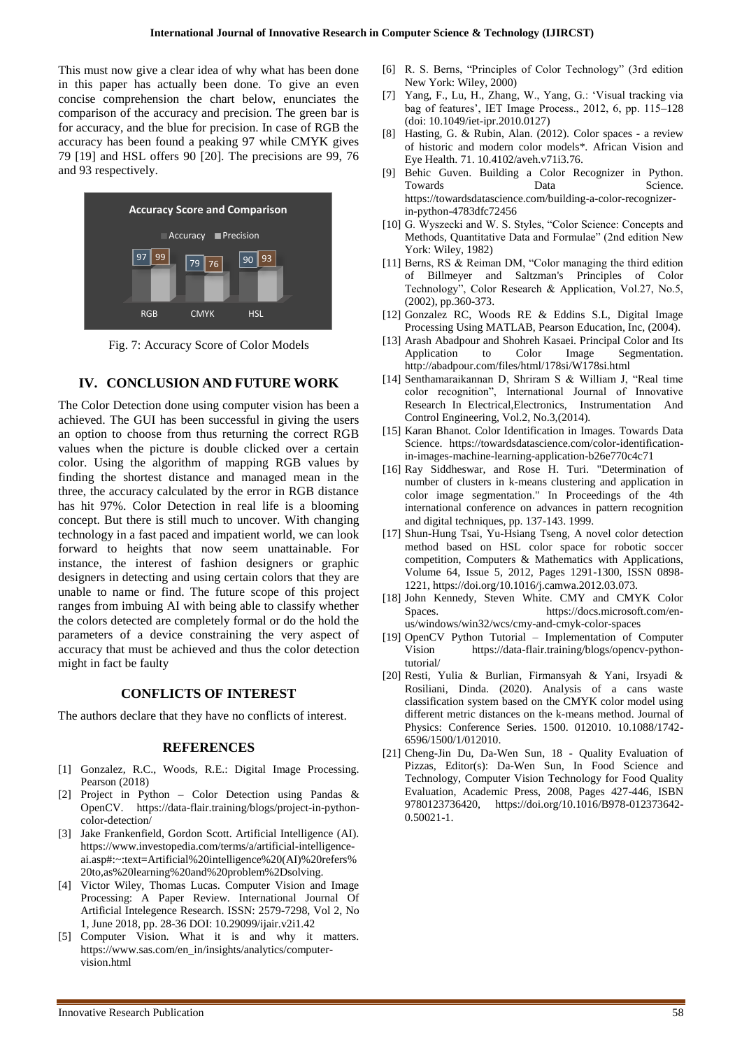This must now give a clear idea of why what has been done in this paper has actually been done. To give an even concise comprehension the chart below, enunciates the comparison of the accuracy and precision. The green bar is for accuracy, and the blue for precision. In case of RGB the accuracy has been found a peaking 97 while CMYK gives 79 [19] and HSL offers 90 [20]. The precisions are 99, 76 and 93 respectively.

Fig. 7: Accuracy Score of Color Models

## IV. CONCLUSION AND FUTURE WORK

The Color Detection done using computer vision has been a achieved. The GUI has been successful in giving the users an option to choose from thus returning the correct RGB values when the picture is double clicked over a certain color. Using the algorithm of mapping RGB values by finding the shortest distance and managed mean in the three, the accuracy calculated by the error in RGB distance has hit 97%. Color Detection in real life is a blooming concept. But there is still much to uncover. With changing technology in a fast paced and impatient world, we can look forward to heights that now seem unattainable. For instance, the interest of fashion designers or graphic designers in detecting and using certain colors that they are unable to name or find. The future scope of this project ranges from imbuing AI with being able to classify whether the colors detected are completely formal or do the hold the parameters of a device constraining the very aspect of accuracy that must be achieved and thus the color detection might in fact be faulty

## CONFLICTS OF INTEREST

The authors declare that they have no conflicts of interest.

## REFERENCES

[1] Gonzalez, R.C., Woods, R.E.: Digital Image Processing. Pearson (2018)

[2] Project in Python – Color Detection using Pandas & OpenCV. https://data-flair.training/blogs/project-in-python-color-detection/

[3] Jake Frankenfield, Gordon Scott. Artificial Intelligence (AI). https://www.investopedia.com/terms/a/artificial-intelligence-ai.asp#:~:text=Artificial%20intelligence%20(AI)%20refers%20to,as%20learning%20and%20problem%2Dsolving.

[4] Victor Wiley, Thomas Lucas. Computer Vision and Image Processing: A Paper Review. International Journal Of Artificial Intelegence Research. ISSN: 2579-7298, Vol 2, No 1, June 2018, pp. 28-36 DOI: 10.29099/ijair.v2i1.42

[5] Computer Vision. What it is and why it matters. https://www.sas.com/en_in/insights/analytics/computer-vision.html

[6] R. S. Berns, "Principles of Color Technology" (3rd edition New York: Wiley, 2000)

[7] Yang, F., Lu, H., Zhang, W., Yang, G.: 'Visual tracking via bag of features', IET Image Process., 2012, 6, pp. 115–128 (doi: 10.1049/iet-ipr.2010.0127)

[8] Hasting, G. & Rubin, Alan. (2012). Color spaces - a review of historic and modern color models*. African Vision and Eye Health. 71. 10.4102/aveh.v71i3.76.

[9] Behic Guven. Building a Color Recognizer in Python. Towards Data Science. https://towardsdatascience.com/building-a-color-recognizer-in-python-4783dfc72456

[10] G. Wyszecki and W. S. Styles, "Color Science: Concepts and Methods, Quantitative Data and Formulae" (2nd edition New York: Wiley, 1982)

[11] Berns, RS & Reiman DM, "Color managing the third edition of Billmeyer and Saltzman's Principles of Color Technology", Color Research & Application, Vol.27, No.5, (2002), pp.360-373.

[12] Gonzalez RC, Woods RE & Eddins S.L, Digital Image Processing Using MATLAB, Pearson Education, Inc, (2004).

[13] Arash Abadpour and Shohreh Kasaei. Principal Color and Its Application to Color Image Segmentation. http://abadpour.com/files/html/178si/W178si.html

[14] Senthamaraikannan D, Shriram S & William J, "Real time color recognition", International Journal of Innovative Research In Electrical,Electronics, Instrumentation And Control Engineering, Vol.2, No.3,(2014).

[15] Karan Bhanot. Color Identification in Images. Towards Data Science. https://towardsdatascience.com/color-identification-in-images-machine-learning-application-b26e770c4c71

[16] Ray Siddheswar, and Rose H. Turi. "Determination of number of clusters in k-means clustering and application in color image segmentation." In Proceedings of the 4th international conference on advances in pattern recognition and digital techniques, pp. 137-143. 1999.

[17] Shun-Hung Tsai, Yu-Hsiang Tseng, A novel color detection method based on HSL color space for robotic soccer competition, Computers & Mathematics with Applications, Volume 64, Issue 5, 2012, Pages 1291-1300, ISSN 0898-1221, https://doi.org/10.1016/j.camwa.2012.03.073.

[18] John Kennedy, Steven White. CMY and CMYK Color Spaces. https://docs.microsoft.com/en-us/windows/win32/wcs/cmy-and-cmyk-color-spaces

[19] OpenCV Python Tutorial – Implementation of Computer Vision https://data-flair.training/blogs/opencv-python-tutorial/

[20] Resti, Yulia & Burlian, Firmansyah & Yani, Irsyadi & Rosiliani, Dinda. (2020). Analysis of a cans waste classification system based on the CMYK color model using different metric distances on the k-means method. Journal of Physics: Conference Series. 1500. 012010. 10.1088/1742-6596/1500/1/012010.

[21] Cheng-Jin Du, Da-Wen Sun, 18 - Quality Evaluation of Pizzas, Editor(s): Da-Wen Sun, In Food Science and Technology, Computer Vision Technology for Food Quality Evaluation, Academic Press, 2008, Pages 427-446, ISBN 9780123736420, https://doi.org/10.1016/B978-012373642-0.50021-1.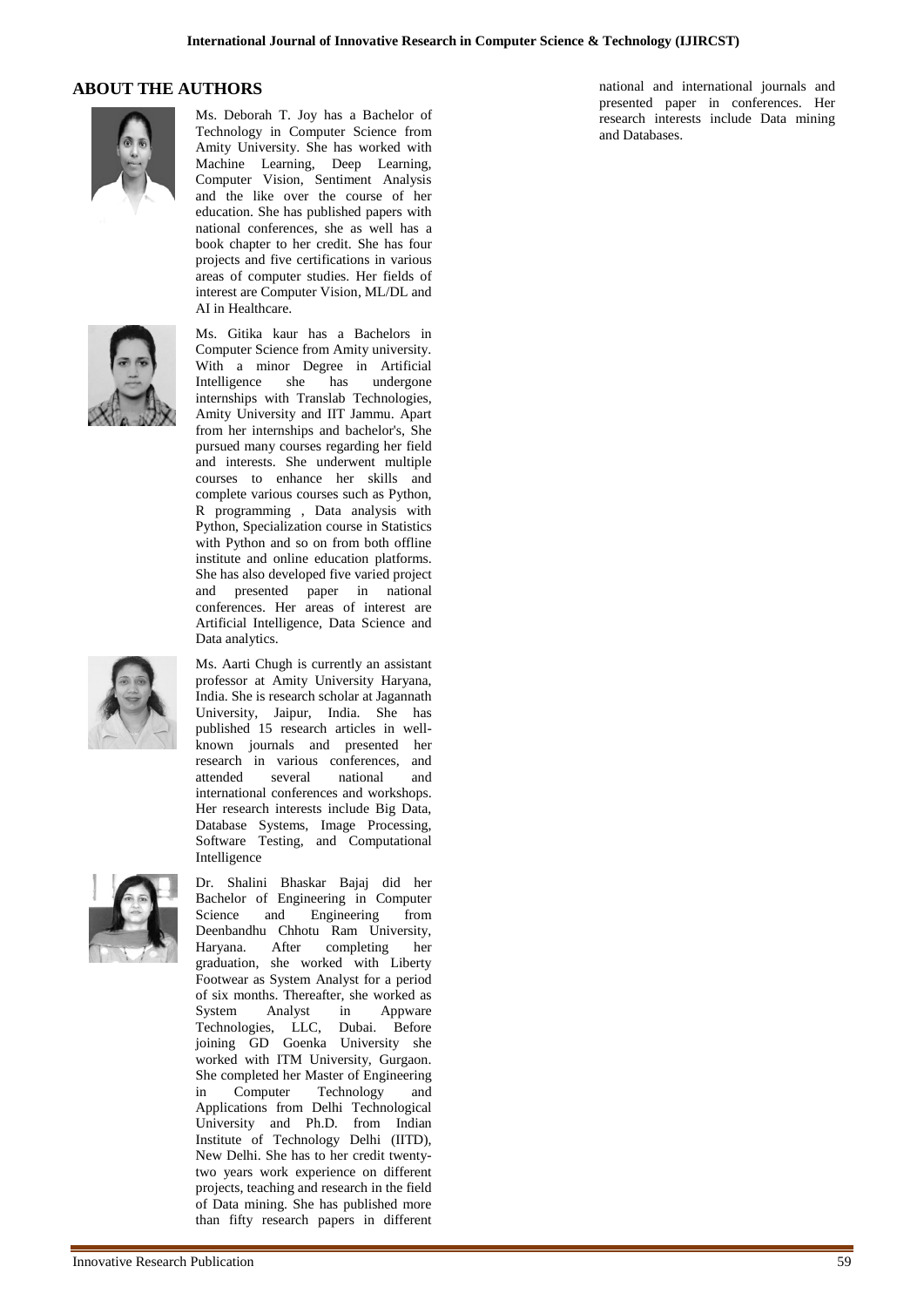## ABOUT THE AUTHORS

Ms. Deborah T. Joy has a Bachelor of Technology in Computer Science from Amity University. She has worked with Machine Learning, Deep Learning, Computer Vision, Sentiment Analysis and the like over the course of her education. She has published papers with national conferences, she as well has a book chapter to her credit. She has four projects and five certifications in various areas of computer studies. Her fields of interest are Computer Vision, ML/DL and AI in Healthcare.

Ms. Gitika kaur has a Bachelors in Computer Science from Amity university. With a minor Degree in Artificial Intelligence she has undergone internships with Translab Technologies, Amity University and IIT Jammu. Apart from her internships and bachelor's, She pursued many courses regarding her field and interests. She underwent multiple courses to enhance her skills and complete various courses such as Python, R programming , Data analysis with Python, Specialization course in Statistics with Python and so on from both offline institute and online education platforms. She has also developed five varied project and presented paper in national conferences. Her areas of interest are Artificial Intelligence, Data Science and Data analytics.

Ms. Aarti Chugh is currently an assistant professor at Amity University Haryana, India. She is research scholar at Jagannath University, Jaipur, India. She has published 15 research articles in well-known journals and presented her research in various conferences, and attended several national and international conferences and workshops. Her research interests include Big Data, Database Systems, Image Processing, Software Testing, and Computational Intelligence

Dr. Shalini Bhaskar Bajaj did her Bachelor of Engineering in Computer Science and Engineering from Deenbandhu Chhotu Ram University, Haryana. After completing her graduation, she worked with Liberty Footwear as System Analyst for a period of six months. Thereafter, she worked as System Analyst in Appware Technologies, LLC, Dubai. Before joining GD Goenka University she worked with ITM University, Gurgaon. She completed her Master of Engineering in Computer Technology and Applications from Delhi Technological University and Ph.D. from Indian Institute of Technology Delhi (IITD), New Delhi. She has to her credit twenty-two years work experience on different projects, teaching and research in the field of Data mining. She has published more than fifty research papers in different national and international journals and presented paper in conferences. Her research interests include Data mining and Databases.